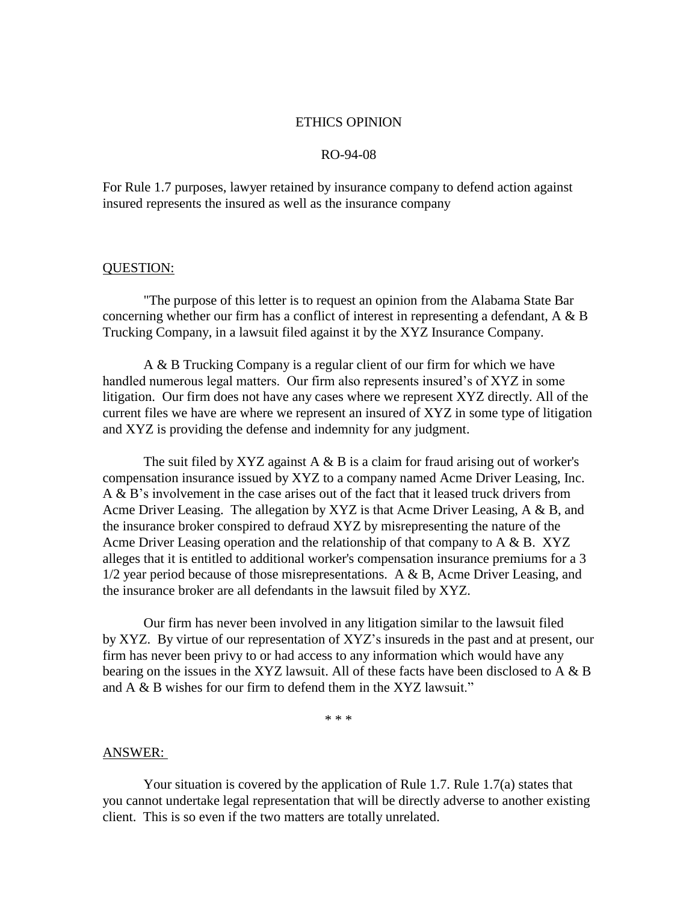# ETHICS OPINION

## RO-94-08

For Rule 1.7 purposes, lawyer retained by insurance company to defend action against insured represents the insured as well as the insurance company

QUESTION:

"The purpose of this letter is to request an opinion from the Alabama State Bar concerning whether our firm has a conflict of interest in representing a defendant, A & B Trucking Company, in a lawsuit filed against it by the XYZ Insurance Company.

A & B Trucking Company is a regular client of our firm for which we have handled numerous legal matters. Our firm also represents insured's of XYZ in some litigation. Our firm does not have any cases where we represent XYZ directly. All of the current files we have are where we represent an insured of XYZ in some type of litigation and XYZ is providing the defense and indemnity for any judgment.

The suit filed by XYZ against A & B is a claim for fraud arising out of worker's compensation insurance issued by XYZ to a company named Acme Driver Leasing, Inc. A & B's involvement in the case arises out of the fact that it leased truck drivers from Acme Driver Leasing. The allegation by XYZ is that Acme Driver Leasing, A & B, and the insurance broker conspired to defraud XYZ by misrepresenting the nature of the Acme Driver Leasing operation and the relationship of that company to A & B. XYZ alleges that it is entitled to additional worker's compensation insurance premiums for a 3 1/2 year period because of those misrepresentations. A & B, Acme Driver Leasing, and the insurance broker are all defendants in the lawsuit filed by XYZ.

Our firm has never been involved in any litigation similar to the lawsuit filed by XYZ. By virtue of our representation of XYZ's insureds in the past and at present, our firm has never been privy to or had access to any information which would have any bearing on the issues in the XYZ lawsuit. All of these facts have been disclosed to A & B and A & B wishes for our firm to defend them in the XYZ lawsuit."

\* \* \*

ANSWER:

Your situation is covered by the application of Rule 1.7. Rule 1.7(a) states that you cannot undertake legal representation that will be directly adverse to another existing client. This is so even if the two matters are totally unrelated.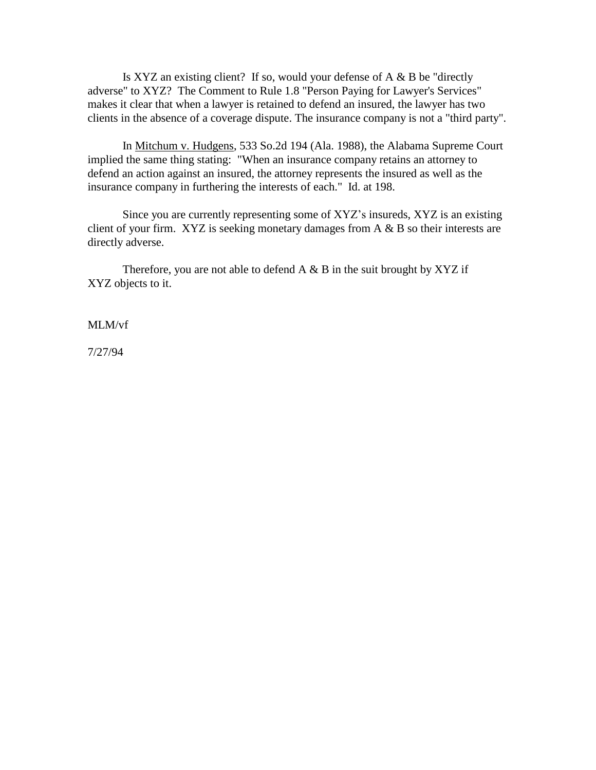Is XYZ an existing client? If so, would your defense of A & B be "directly adverse" to XYZ? The Comment to Rule 1.8 "Person Paying for Lawyer's Services" makes it clear that when a lawyer is retained to defend an insured, the lawyer has two clients in the absence of a coverage dispute. The insurance company is not a "third party".

In Mitchum v. Hudgens, 533 So.2d 194 (Ala. 1988), the Alabama Supreme Court implied the same thing stating: "When an insurance company retains an attorney to defend an action against an insured, the attorney represents the insured as well as the insurance company in furthering the interests of each." Id. at 198.

Since you are currently representing some of XYZ's insureds, XYZ is an existing client of your firm. XYZ is seeking monetary damages from A & B so their interests are directly adverse.

Therefore, you are not able to defend A & B in the suit brought by XYZ if XYZ objects to it.

MLM/vf

7/27/94